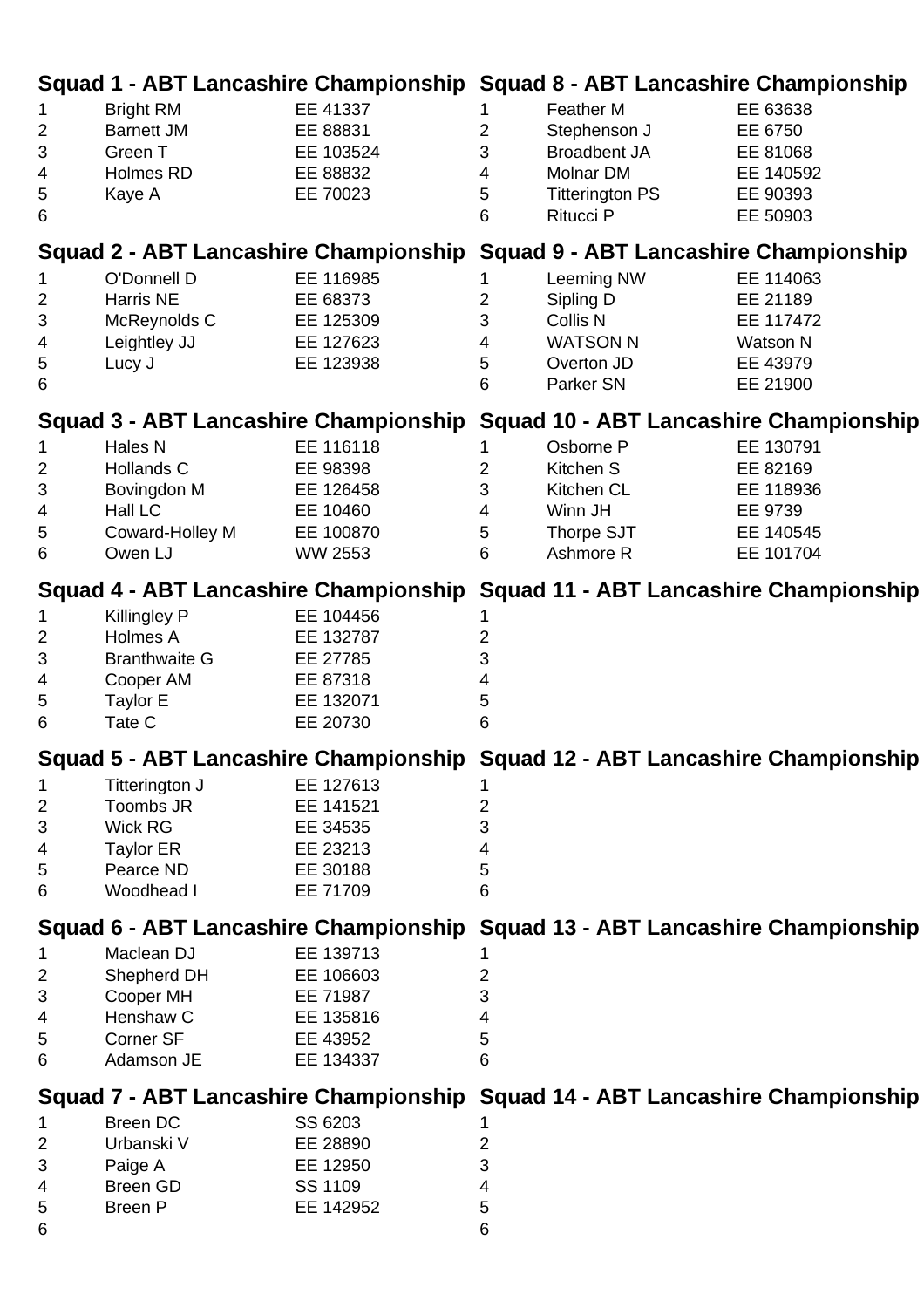## Squad 1 - ABT Lancashire Championship

| | | |
|---|---|---|
| 1 | Bright RM | EE 41337 |
| 2 | Barnett JM | EE 88831 |
| 3 | Green T | EE 103524 |
| 4 | Holmes RD | EE 88832 |
| 5 | Kaye A | EE 70023 |
| 6 | | |

## Squad 2 - ABT Lancashire Championship

| | | |
|---|---|---|
| 1 | O'Donnell D | EE 116985 |
| 2 | Harris NE | EE 68373 |
| 3 | McReynolds C | EE 125309 |
| 4 | Leightley JJ | EE 127623 |
| 5 | Lucy J | EE 123938 |
| 6 | | |

## Squad 3 - ABT Lancashire Championship

| | | |
|---|---|---|
| 1 | Hales N | EE 116118 |
| 2 | Hollands C | EE 98398 |
| 3 | Bovingdon M | EE 126458 |
| 4 | Hall LC | EE 10460 |
| 5 | Coward-Holley M | EE 100870 |
| 6 | Owen LJ | WW 2553 |

## Squad 4 - ABT Lancashire Championship

| | | |
|---|---|---|
| 1 | Killingley P | EE 104456 |
| 2 | Holmes A | EE 132787 |
| 3 | Branthwaite G | EE 27785 |
| 4 | Cooper AM | EE 87318 |
| 5 | Taylor E | EE 132071 |
| 6 | Tate C | EE 20730 |

## Squad 5 - ABT Lancashire Championship

| | | |
|---|---|---|
| 1 | Titterington J | EE 127613 |
| 2 | Toombs JR | EE 141521 |
| 3 | Wick RG | EE 34535 |
| 4 | Taylor ER | EE 23213 |
| 5 | Pearce ND | EE 30188 |
| 6 | Woodhead I | EE 71709 |

## Squad 6 - ABT Lancashire Championship

| | | |
|---|---|---|
| 1 | Maclean DJ | EE 139713 |
| 2 | Shepherd DH | EE 106603 |
| 3 | Cooper MH | EE 71987 |
| 4 | Henshaw C | EE 135816 |
| 5 | Corner SF | EE 43952 |
| 6 | Adamson JE | EE 134337 |

## Squad 7 - ABT Lancashire Championship

| | | |
|---|---|---|
| 1 | Breen DC | SS 6203 |
| 2 | Urbanski V | EE 28890 |
| 3 | Paige A | EE 12950 |
| 4 | Breen GD | SS 1109 |
| 5 | Breen P | EE 142952 |
| 6 | | |

## Squad 8 - ABT Lancashire Championship

| | | |
|---|---|---|
| 1 | Feather M | EE 63638 |
| 2 | Stephenson J | EE 6750 |
| 3 | Broadbent JA | EE 81068 |
| 4 | Molnar DM | EE 140592 |
| 5 | Titterington PS | EE 90393 |
| 6 | Ritucci P | EE 50903 |

## Squad 9 - ABT Lancashire Championship

| | | |
|---|---|---|
| 1 | Leeming NW | EE 114063 |
| 2 | Sipling D | EE 21189 |
| 3 | Collis N | EE 117472 |
| 4 | WATSON N | Watson N |
| 5 | Overton JD | EE 43979 |
| 6 | Parker SN | EE 21900 |

## Squad 10 - ABT Lancashire Championship

| | | |
|---|---|---|
| 1 | Osborne P | EE 130791 |
| 2 | Kitchen S | EE 82169 |
| 3 | Kitchen CL | EE 118936 |
| 4 | Winn JH | EE 9739 |
| 5 | Thorpe SJT | EE 140545 |
| 6 | Ashmore R | EE 101704 |

## Squad 11 - ABT Lancashire Championship

| | | |
|---|---|---|
| 1 | | |
| 2 | | |
| 3 | | |
| 4 | | |
| 5 | | |
| 6 | | |

## Squad 12 - ABT Lancashire Championship

| | | |
|---|---|---|
| 1 | | |
| 2 | | |
| 3 | | |
| 4 | | |
| 5 | | |
| 6 | | |

## Squad 13 - ABT Lancashire Championship

| | | |
|---|---|---|
| 1 | | |
| 2 | | |
| 3 | | |
| 4 | | |
| 5 | | |
| 6 | | |

## Squad 14 - ABT Lancashire Championship

| | | |
|---|---|---|
| 1 | | |
| 2 | | |
| 3 | | |
| 4 | | |
| 5 | | |
| 6 | | |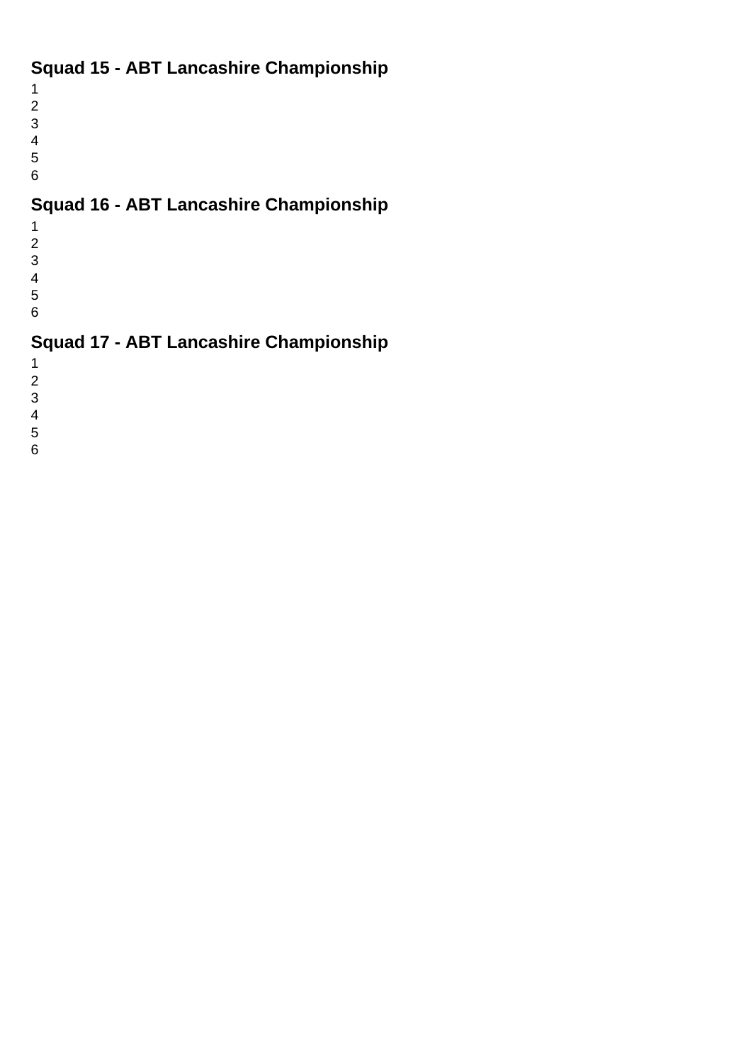## Squad 15 - ABT Lancashire Championship

1
2
3
4
5
6

## Squad 16 - ABT Lancashire Championship

1
2
3
4
5
6

## Squad 17 - ABT Lancashire Championship

1
2
3
4
5
6